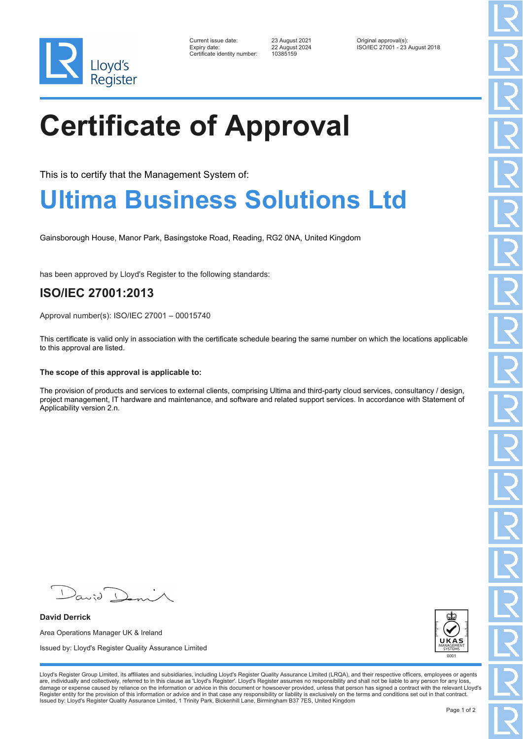Lloyd's Register

Current issue date: 23 August 2021
Expiry date: 22 August 2024
Certificate identity number: 10385159

Original approval(s):
ISO/IEC 27001 - 23 August 2018

# Certificate of Approval

This is to certify that the Management System of:

## Ultima Business Solutions Ltd

Gainsborough House, Manor Park, Basingstoke Road, Reading, RG2 0NA, United Kingdom

has been approved by Lloyd's Register to the following standards:

### ISO/IEC 27001:2013

Approval number(s): ISO/IEC 27001 – 00015740

This certificate is valid only in association with the certificate schedule bearing the same number on which the locations applicable to this approval are listed.

**The scope of this approval is applicable to:**

The provision of products and services to external clients, comprising Ultima and third-party cloud services, consultancy / design, project management, IT hardware and maintenance, and software and related support services. In accordance with Statement of Applicability version 2.n.

**David Derrick**

Area Operations Manager UK & Ireland

Issued by: Lloyd's Register Quality Assurance Limited

UKAS MANAGEMENT SYSTEMS 0001

Lloyd's Register Group Limited, its affiliates and subsidiaries, including Lloyd's Register Quality Assurance Limited (LRQA), and their respective officers, employees or agents are, individually and collectively, referred to in this clause as 'Lloyd's Register'. Lloyd's Register assumes no responsibility and shall not be liable to any person for any loss, damage or expense caused by reliance on the information or advice in this document or howsoever provided, unless that person has signed a contract with the relevant Lloyd's Register entity for the provision of this information or advice and in that case any responsibility or liability is exclusively on the terms and conditions set out in that contract.
Issued by: Lloyd's Register Quality Assurance Limited, 1 Trinity Park, Bickenhill Lane, Birmingham B37 7ES, United Kingdom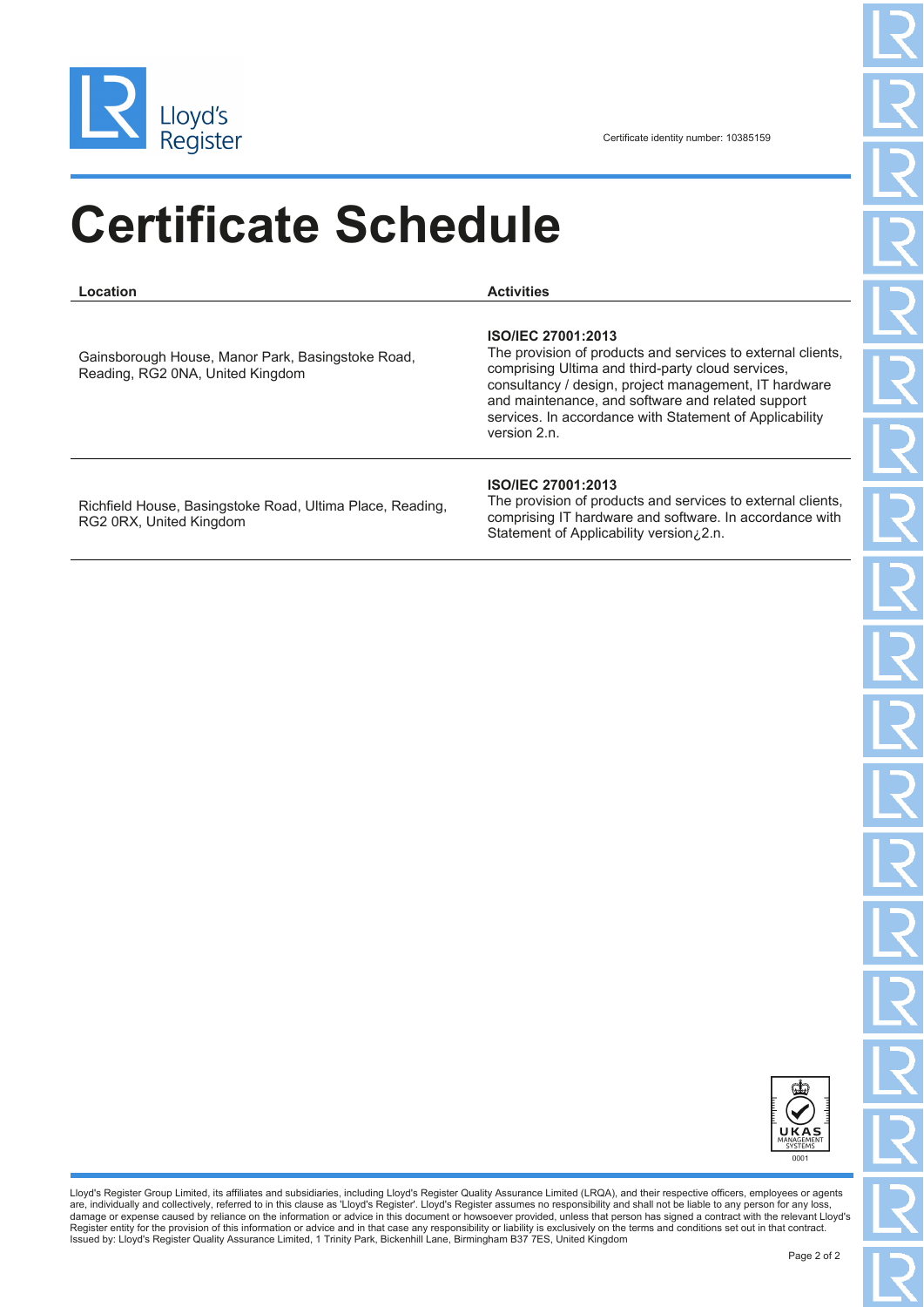Lloyd's Register

Certificate identity number: 10385159

# Certificate Schedule

| Location | Activities |
| --- | --- |
| Gainsborough House, Manor Park, Basingstoke Road, Reading, RG2 0NA, United Kingdom | **ISO/IEC 27001:2013** The provision of products and services to external clients, comprising Ultima and third-party cloud services, consultancy / design, project management, IT hardware and maintenance, and software and related support services. In accordance with Statement of Applicability version 2.n. |
| Richfield House, Basingstoke Road, Ultima Place, Reading, RG2 0RX, United Kingdom | **ISO/IEC 27001:2013** The provision of products and services to external clients, comprising IT hardware and software. In accordance with Statement of Applicability version¿2.n. |

UKAS MANAGEMENT SYSTEMS 0001

Lloyd's Register Group Limited, its affiliates and subsidiaries, including Lloyd's Register Quality Assurance Limited (LRQA), and their respective officers, employees or agents are, individually and collectively, referred to in this clause as 'Lloyd's Register'. Lloyd's Register assumes no responsibility and shall not be liable to any person for any loss, damage or expense caused by reliance on the information or advice in this document or howsoever provided, unless that person has signed a contract with the relevant Lloyd's Register entity for the provision of this information or advice and in that case any responsibility or liability is exclusively on the terms and conditions set out in that contract.
Issued by: Lloyd's Register Quality Assurance Limited, 1 Trinity Park, Bickenhill Lane, Birmingham B37 7ES, United Kingdom